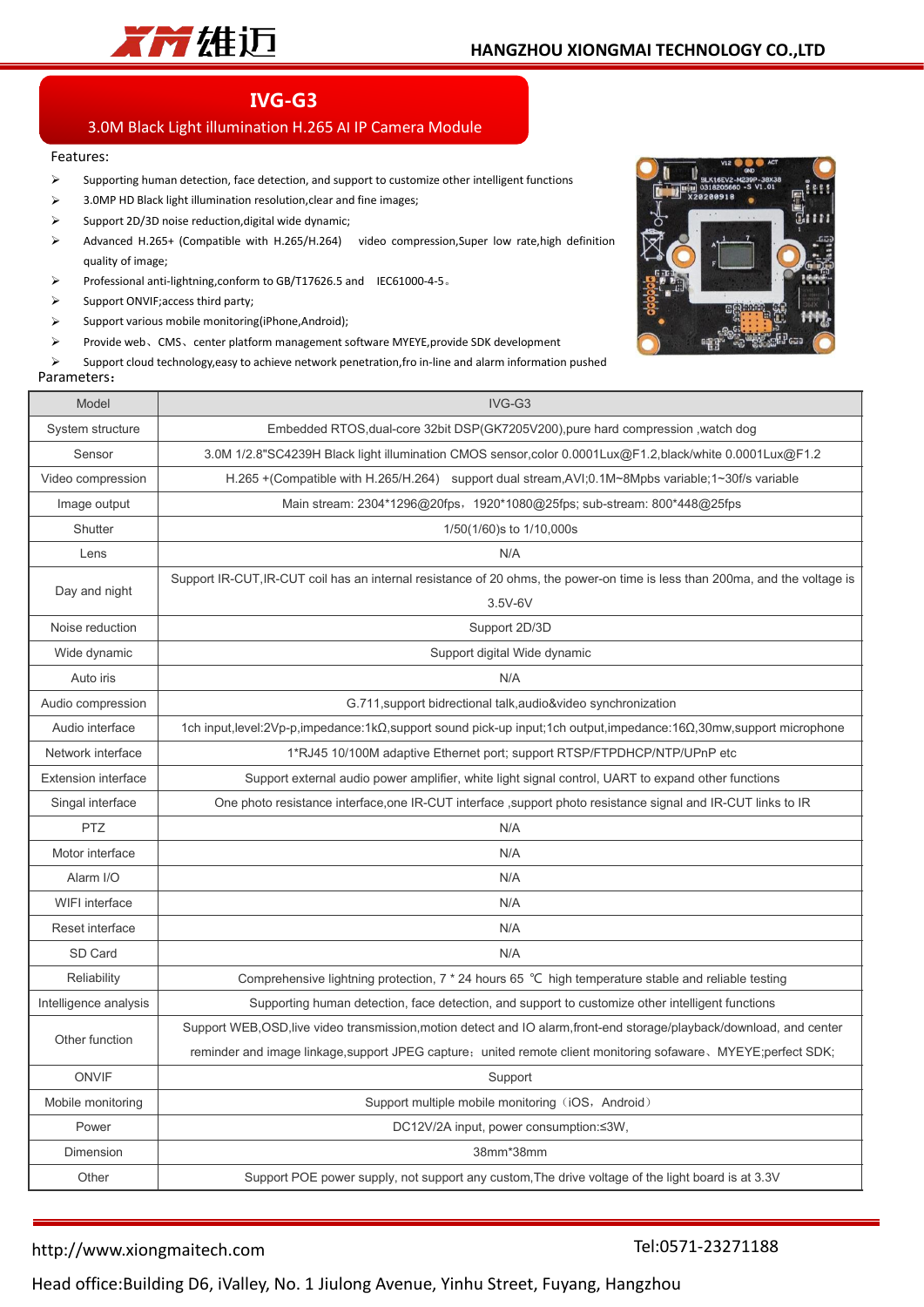# IVG-G3

## 3.0M Black Light illumination H.265 AI IP Camera Module

Features:

- Supporting human detection, face detection, and support to customize other intelligent functions
- 3.0MP HD Black light illumination resolution,clear and fine images;
- Support 2D/3D noise reduction,digital wide dynamic;
- Advanced H.265+ (Compatible with H.265/H.264) video compression,Super low rate,high definition quality of image;
- Professional anti-lightning,conform to GB/T17626.5 and IEC61000-4-5。
- Support ONVIF;access third party;
- Support various mobile monitoring(iPhone,Android);
- Provide web、CMS、center platform management software MYEYE,provide SDK development
- Support cloud technology,easy to achieve network penetration,fro in-line and alarm information pushed

Parameters：

| Model | IVG-G3 |
| --- | --- |
| System structure | Embedded RTOS,dual-core 32bit DSP(GK7205V200),pure hard compression ,watch dog |
| Sensor | 3.0M 1/2.8"SC4239H Black light illumination CMOS sensor,color 0.0001Lux@F1.2,black/white 0.0001Lux@F1.2 |
| Video compression | H.265 +(Compatible with H.265/H.264) support dual stream,AVI;0.1M~8Mpbs variable;1~30f/s variable |
| Image output | Main stream: 2304*1296@20fps，1920*1080@25fps; sub-stream: 800*448@25fps |
| Shutter | 1/50(1/60)s to 1/10,000s |
| Lens | N/A |
| Day and night | Support IR-CUT,IR-CUT coil has an internal resistance of 20 ohms, the power-on time is less than 200ma, and the voltage is 3.5V-6V |
| Noise reduction | Support 2D/3D |
| Wide dynamic | Support digital Wide dynamic |
| Auto iris | N/A |
| Audio compression | G.711,support bidrectional talk,audio&video synchronization |
| Audio interface | 1ch input,level:2Vp-p,impedance:1kΩ,support sound pick-up input;1ch output,impedance:16Ω,30mw,support microphone |
| Network interface | 1*RJ45 10/100M adaptive Ethernet port; support RTSP/FTPDHCP/NTP/UPnP etc |
| Extension interface | Support external audio power amplifier, white light signal control, UART to expand other functions |
| Singal interface | One photo resistance interface,one IR-CUT interface ,support photo resistance signal and IR-CUT links to IR |
| PTZ | N/A |
| Motor interface | N/A |
| Alarm I/O | N/A |
| WIFI interface | N/A |
| Reset interface | N/A |
| SD Card | N/A |
| Reliability | Comprehensive lightning protection, 7 * 24 hours 65 ℃ high temperature stable and reliable testing |
| Intelligence analysis | Supporting human detection, face detection, and support to customize other intelligent functions |
| Other function | Support WEB,OSD,live video transmission,motion detect and IO alarm,front-end storage/playback/download, and center reminder and image linkage,support JPEG capture；united remote client monitoring sofaware、MYEYE;perfect SDK; |
| ONVIF | Support |
| Mobile monitoring | Support multiple mobile monitoring（iOS，Android） |
| Power | DC12V/2A input, power consumption:≤3W, |
| Dimension | 38mm*38mm |
| Other | Support POE power supply, not support any custom,The drive voltage of the light board is at 3.3V |

http://www.xiongmaitech.com Tel:0571-23271188

Head office:Building D6, iValley, No. 1 Jiulong Avenue, Yinhu Street, Fuyang, Hangzhou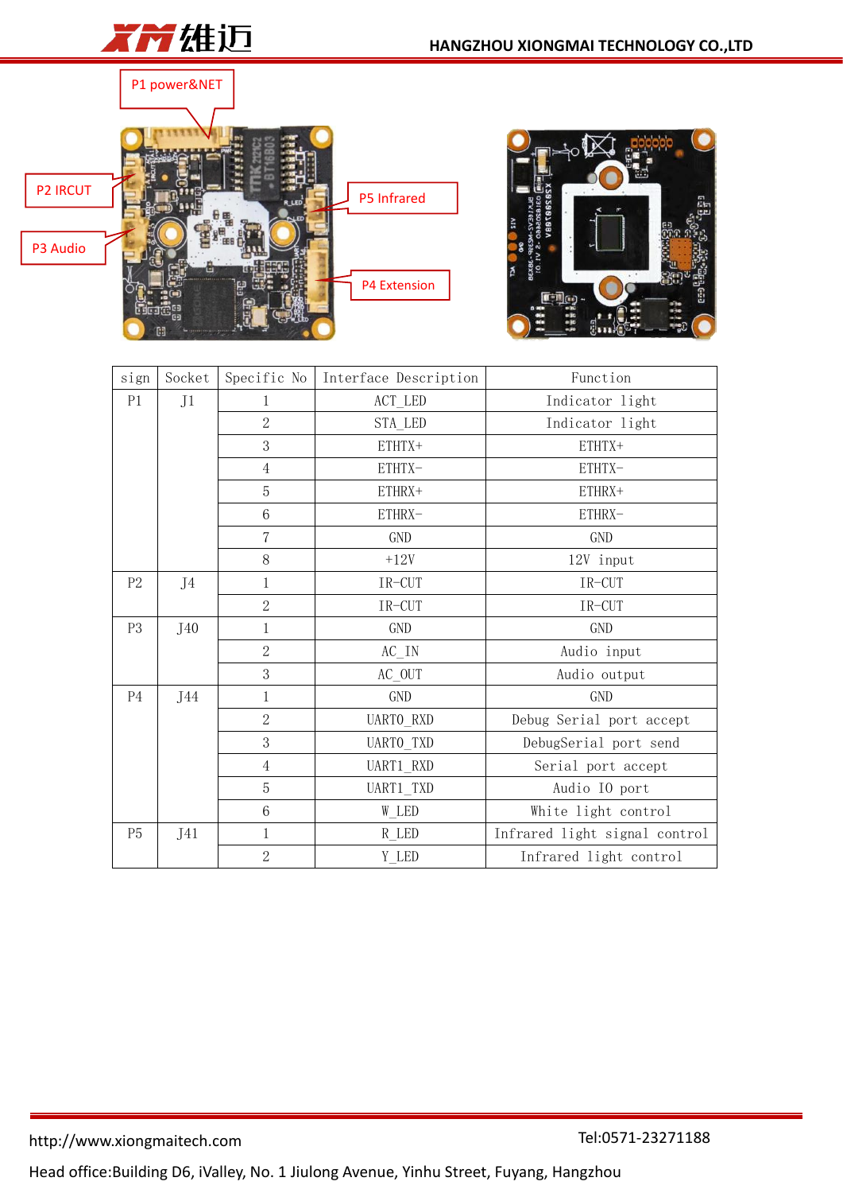P1 power&NET

P2 IRCUT

P3 Audio

P5 Infrared

P4 Extension

| sign | Socket | Specific No | Interface Description | Function |
|---|---|---|---|---|
| P1 | J1 | 1 | ACT_LED | Indicator light |
| | | 2 | STA_LED | Indicator light |
| | | 3 | ETHTX+ | ETHTX+ |
| | | 4 | ETHTX- | ETHTX- |
| | | 5 | ETHRX+ | ETHRX+ |
| | | 6 | ETHRX- | ETHRX- |
| | | 7 | GND | GND |
| | | 8 | +12V | 12V input |
| P2 | J4 | 1 | IR-CUT | IR-CUT |
| | | 2 | IR-CUT | IR-CUT |
| P3 | J40 | 1 | GND | GND |
| | | 2 | AC_IN | Audio input |
| | | 3 | AC_OUT | Audio output |
| P4 | J44 | 1 | GND | GND |
| | | 2 | UART0_RXD | Debug Serial port accept |
| | | 3 | UART0_TXD | DebugSerial port send |
| | | 4 | UART1_RXD | Serial port accept |
| | | 5 | UART1_TXD | Audio IO port |
| | | 6 | W_LED | White light control |
| P5 | J41 | 1 | R_LED | Infrared light signal control |
| | | 2 | Y_LED | Infrared light control |